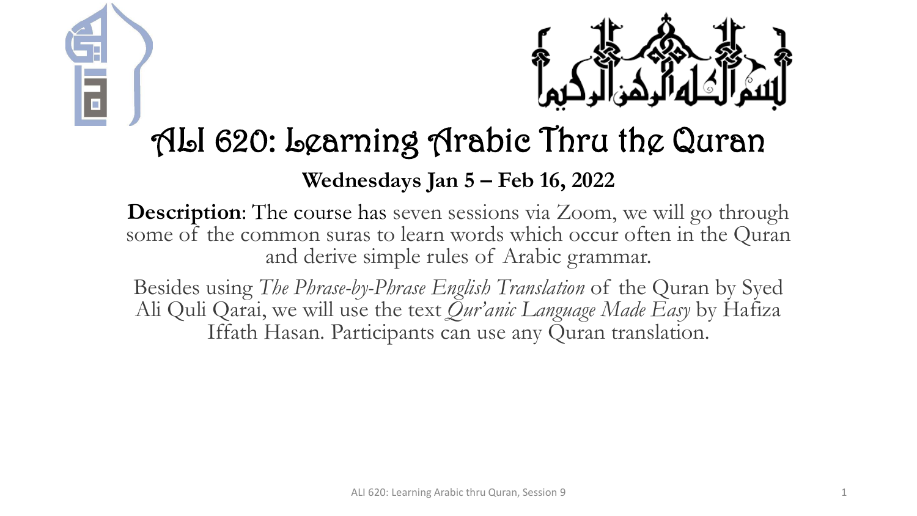# ALI 620: Learning Arabic Thru the Quran

**Wednesdays Jan 5 – Feb 16, 2022**

**Description**: The course has seven sessions via Zoom, we will go through some of the common suras to learn words which occur often in the Quran and derive simple rules of Arabic grammar.

Besides using *The Phrase-by-Phrase English Translation* of the Quran by Syed Ali Quli Qarai, we will use the text *Qur'anic Language Made Easy* by Hafiza Iffath Hasan. Participants can use any Quran translation.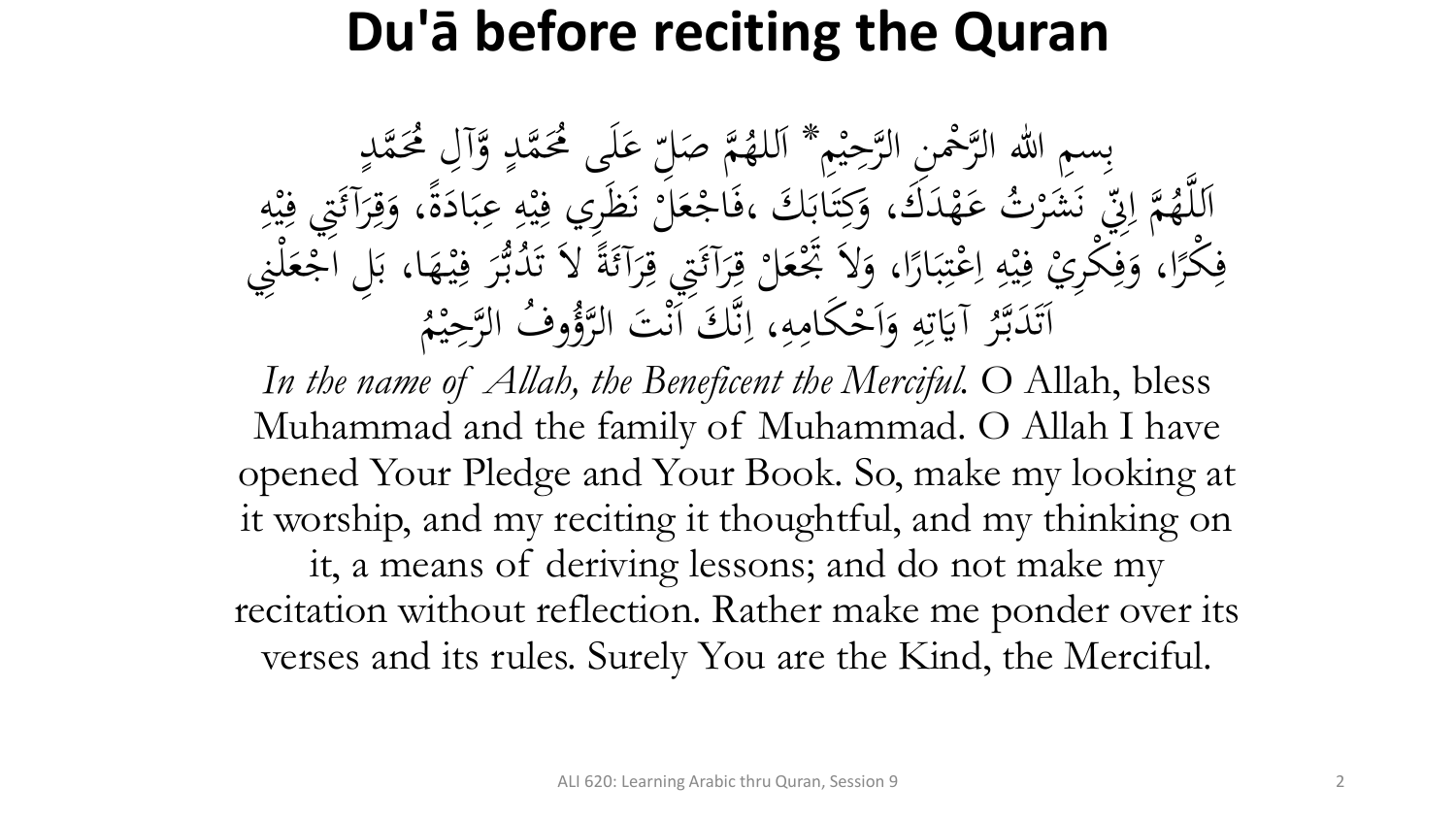# Du'ā before reciting the Quran

بِسمِ اللهِ الرَّحْمنِ الرَّحِيْمِ* اَللهُمَّ صَلِّ عَلَى مُحَمَّدٍ وَّآلِ مُحَمَّدٍ
اَللَّهُمَّ اِنِّي نَشَرْتُ عَهْدَكَ، وَكِتَابَكَ ،فَاجْعَلْ نَظَرِي فِيْهِ عِبَادَةً، وَقِرَآئَتِي فِيْهِ فِكْرًا، وَفِكْرِيْ فِيْهِ اِعْتِبَارًا، وَلاَ تَجْعَلْ قِرَآئَتِي قِرَآئَةً لاَ تَدُبُّرَ فِيْهَا، بَلِ اجْعَلْنِي اَتَدَبَّرُ آيَاتِهِ وَاَحْكَامِهِ، اِنَّكَ اَنْتَ الرَّؤُوفُ الرَّحِيْمُ

*In the name of Allah, the Beneficent the Merciful.* O Allah, bless Muhammad and the family of Muhammad. O Allah I have opened Your Pledge and Your Book. So, make my looking at it worship, and my reciting it thoughtful, and my thinking on it, a means of deriving lessons; and do not make my recitation without reflection. Rather make me ponder over its verses and its rules. Surely You are the Kind, the Merciful.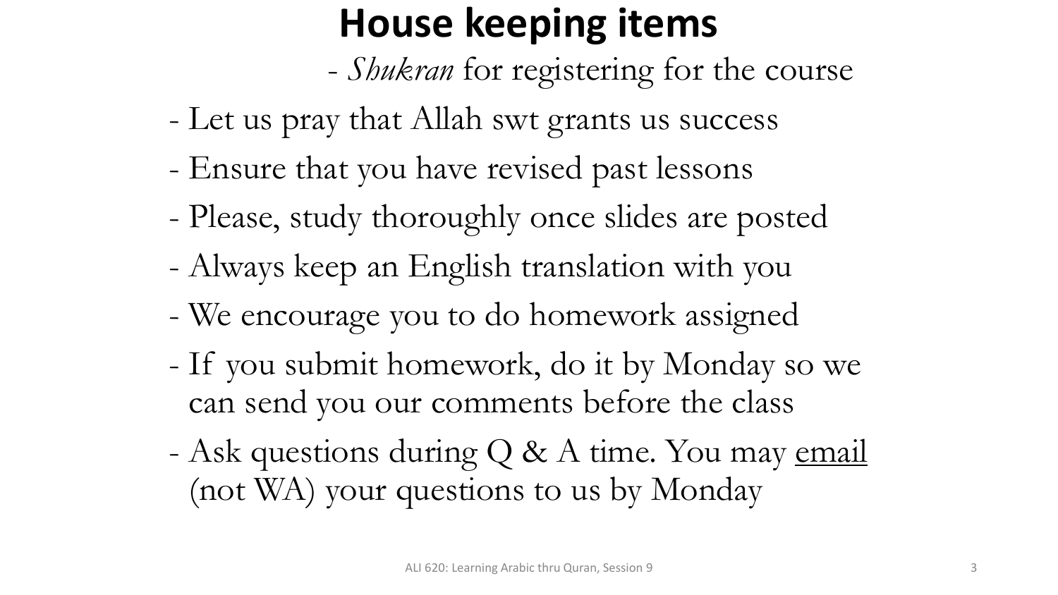# House keeping items

- *Shukran* for registering for the course
- Let us pray that Allah swt grants us success
- Ensure that you have revised past lessons
- Please, study thoroughly once slides are posted
- Always keep an English translation with you
- We encourage you to do homework assigned
- If you submit homework, do it by Monday so we can send you our comments before the class
- Ask questions during Q & A time. You may <u>email</u> (not WA) your questions to us by Monday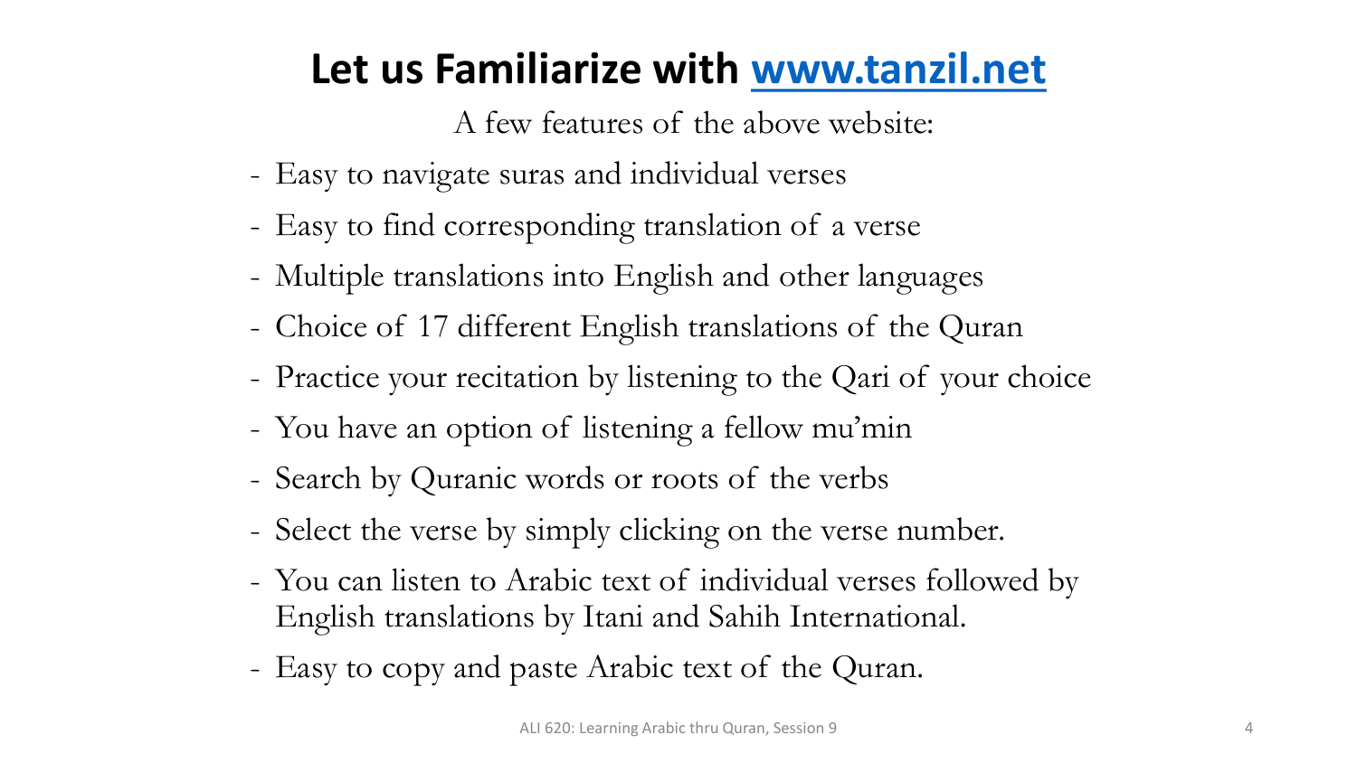# Let us Familiarize with [www.tanzil.net](http://www.tanzil.net)

A few features of the above website:

- Easy to navigate suras and individual verses
- Easy to find corresponding translation of a verse
- Multiple translations into English and other languages
- Choice of 17 different English translations of the Quran
- Practice your recitation by listening to the Qari of your choice
- You have an option of listening a fellow mu'min
- Search by Quranic words or roots of the verbs
- Select the verse by simply clicking on the verse number.
- You can listen to Arabic text of individual verses followed by English translations by Itani and Sahih International.
- Easy to copy and paste Arabic text of the Quran.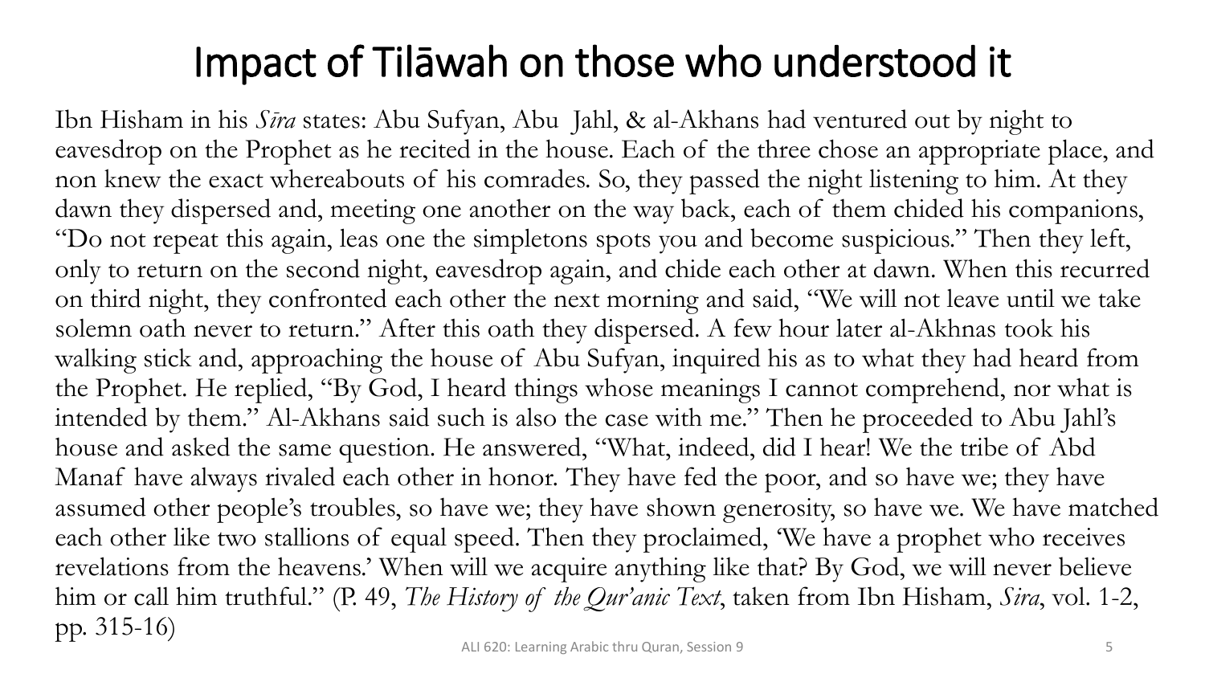# Impact of Tilāwah on those who understood it

Ibn Hisham in his *Sīra* states: Abu Sufyan, Abu Jahl, & al-Akhans had ventured out by night to eavesdrop on the Prophet as he recited in the house. Each of the three chose an appropriate place, and non knew the exact whereabouts of his comrades. So, they passed the night listening to him. At they dawn they dispersed and, meeting one another on the way back, each of them chided his companions, "Do not repeat this again, leas one the simpletons spots you and become suspicious." Then they left, only to return on the second night, eavesdrop again, and chide each other at dawn. When this recurred on third night, they confronted each other the next morning and said, "We will not leave until we take solemn oath never to return." After this oath they dispersed. A few hour later al-Akhnas took his walking stick and, approaching the house of Abu Sufyan, inquired his as to what they had heard from the Prophet. He replied, "By God, I heard things whose meanings I cannot comprehend, nor what is intended by them." Al-Akhans said such is also the case with me." Then he proceeded to Abu Jahl's house and asked the same question. He answered, "What, indeed, did I hear! We the tribe of Abd Manaf have always rivaled each other in honor. They have fed the poor, and so have we; they have assumed other people's troubles, so have we; they have shown generosity, so have we. We have matched each other like two stallions of equal speed. Then they proclaimed, 'We have a prophet who receives revelations from the heavens.' When will we acquire anything like that? By God, we will never believe him or call him truthful." (P. 49, *The History of the Qur'anic Text*, taken from Ibn Hisham, *Sira*, vol. 1-2, pp. 315-16)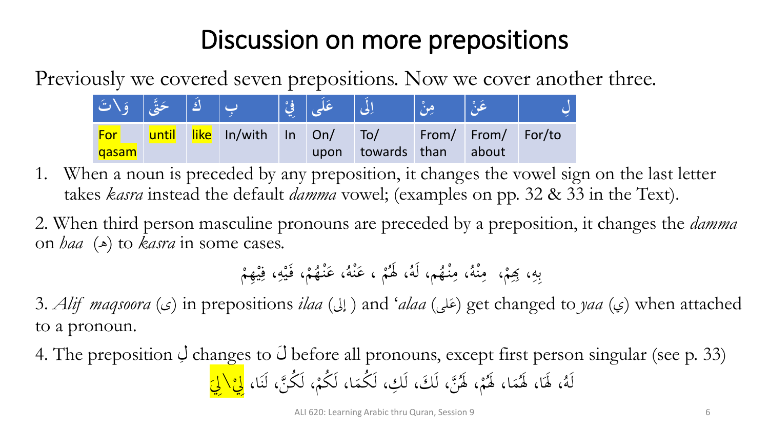# Discussion on more prepositions

Previously we covered seven prepositions. Now we cover another three.

| وَ\تَ | حَتَّى | كَ | بِ | فِيْ | عَلَى | اِلَى | مِنْ | عَنْ | لِ |
|---|---|---|---|---|---|---|---|---|---|
| For qasam | until | like | In/with | In | On/ upon | To/ towards | From/ than | From/ about | For/to |

1. When a noun is preceded by any preposition, it changes the vowel sign on the last letter takes *kasra* instead the default *damma* vowel; (examples on pp. 32 & 33 in the Text).

2. When third person masculine pronouns are preceded by a preposition, it changes the *damma* on *haa* (ه) to *kasra* in some cases.

بِهِ، بِهِمْ، مِنْهُ، مِنْهُم، لَهُ، لَهُمْ ، عَنْهُ، عَنْهُمْ، فَيْهِ، فِيْهِمْ

3. *Alif maqsoora* (ى) in prepositions *ilaa* (إلى) and ʻ*alaa* (عَلى) get changed to *yaa* (ي) when attached to a pronoun.

4. The preposition لِ changes to لَ before all pronouns, except first person singular (see p. 33)

لَهُ، لَهَا، لَهُمَا، لَهُمْ، لَهُنَّ، لَكَ، لَكِ، لَكُمَا، لَكُمْ، لَكُنَّ، لَنَا، لِيْ\لِيَ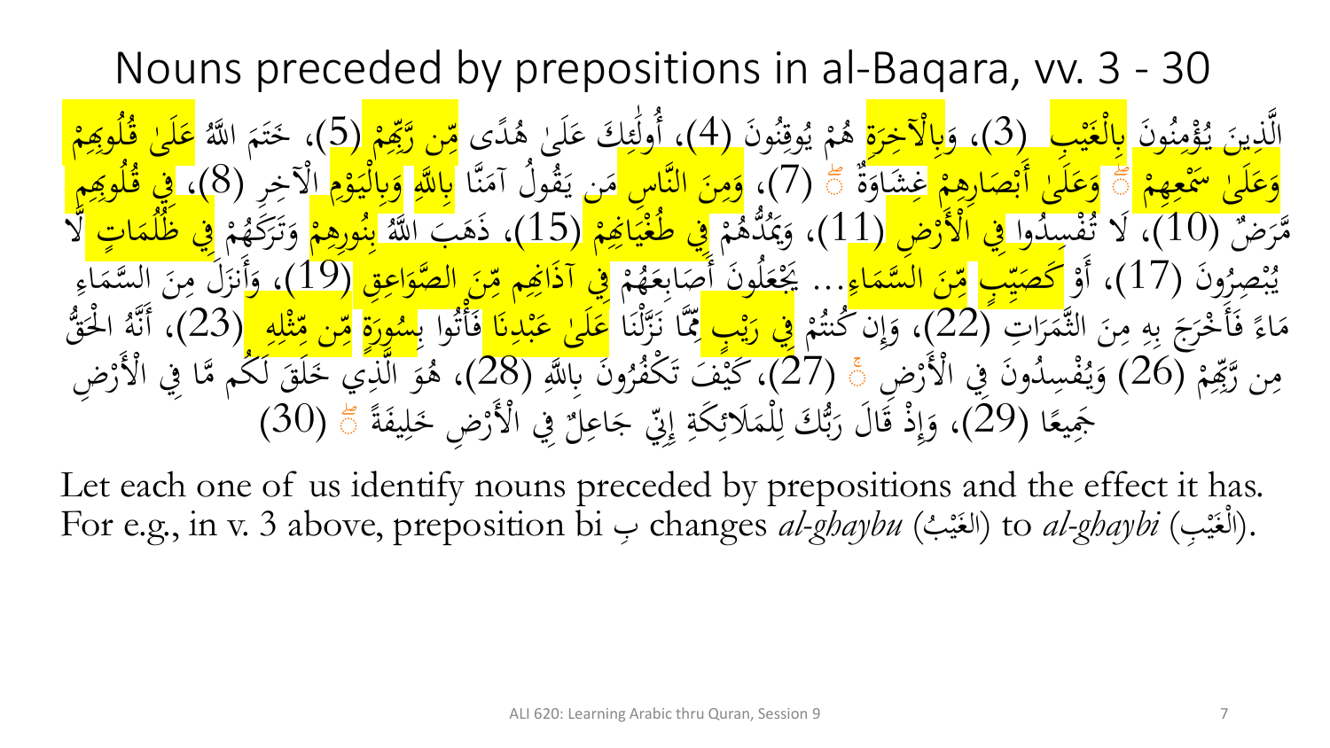# Nouns preceded by prepositions in al-Baqara, vv. 3 - 30

الَّذِينَ يُؤْمِنُونَ بِالْغَيْبِ (3)، وَبِالْآخِرَةِ هُمْ يُوقِنُونَ (4)، أُولَٰئِكَ عَلَىٰ هُدًى مِّن رَّبِّهِمْ (5)، خَتَمَ اللَّهُ عَلَىٰ قُلُوبِهِمْ وَعَلَىٰ سَمْعِهِمْ ۖ وَعَلَىٰ أَبْصَارِهِمْ غِشَاوَةٌ ۖ (7)، وَمِنَ النَّاسِ مَن يَقُولُ آمَنَّا بِاللَّهِ وَبِالْيَوْمِ الْآخِرِ (8)، فِي قُلُوبِهِم مَّرَضٌ (10)، لَا تُفْسِدُوا فِي الْأَرْضِ (11)، وَيَمُدُّهُمْ فِي طُغْيَانِهِمْ (15)، ذَهَبَ اللَّهُ بِنُورِهِمْ وَتَرَكَهُمْ فِي ظُلُمَاتٍ لَّا يُبْصِرُونَ (17)، أَوْ كَصَيِّبٍ مِّنَ السَّمَاءِ... يَجْعَلُونَ أَصَابِعَهُمْ فِي آذَانِهِم مِّنَ الصَّوَاعِقِ (19)، وَأَنزَلَ مِنَ السَّمَاءِ مَاءً فَأَخْرَجَ بِهِ مِنَ الثَّمَرَاتِ (22)، وَإِن كُنتُمْ فِي رَيْبٍ مِّمَّا نَزَّلْنَا عَلَىٰ عَبْدِنَا فَأْتُوا بِسُورَةٍ مِّن مِّثْلِهِ (23)، أَنَّهُ الْحَقُّ مِن رَّبِّهِمْ (26) وَيُفْسِدُونَ فِي الْأَرْضِ ۚ (27)، كَيْفَ تَكْفُرُونَ بِاللَّهِ (28)، هُوَ الَّذِي خَلَقَ لَكُم مَّا فِي الْأَرْضِ جَمِيعًا (29)، وَإِذْ قَالَ رَبُّكَ لِلْمَلَائِكَةِ إِنِّي جَاعِلٌ فِي الْأَرْضِ خَلِيفَةً ۖ (30)

Let each one of us identify nouns preceded by prepositions and the effect it has. For e.g., in v. 3 above, preposition bi بِ changes *al-ghaybu* (الغَيْبُ) to *al-ghaybi* (الْغَيْبِ).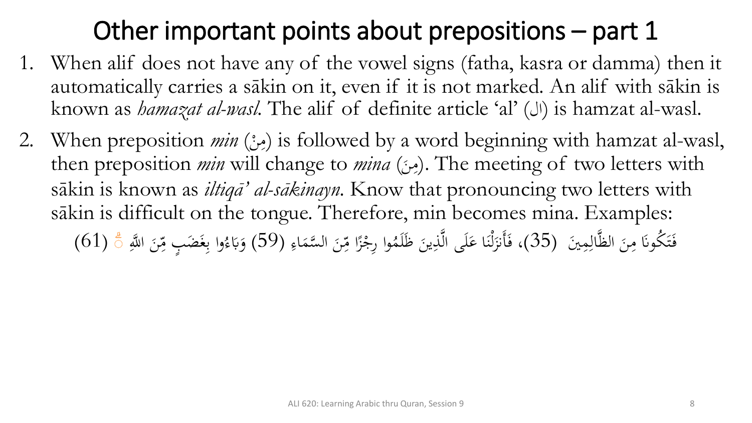# Other important points about prepositions – part 1

1. When alif does not have any of the vowel signs (fatha, kasra or damma) then it automatically carries a sākin on it, even if it is not marked. An alif with sākin is known as *hamazat al-wasl*. The alif of definite article 'al' (ال) is hamzat al-wasl.
2. When preposition *min* (مِنْ) is followed by a word beginning with hamzat al-wasl, then preposition *min* will change to *mina* (مِنَ). The meeting of two letters with sākin is known as *iltiqā' al-sākinayn*. Know that pronouncing two letters with sākin is difficult on the tongue. Therefore, min becomes mina. Examples:

   فَتَكُونَا مِنَ الظَّالِمِينَ (35)، فَأَنزَلْنَا عَلَى الَّذِينَ ظَلَمُوا رِجْزًا مِّنَ السَّمَاءِ (59) وَبَاءُوا بِغَضَبٍ مِّنَ اللَّهِ ۗ (61)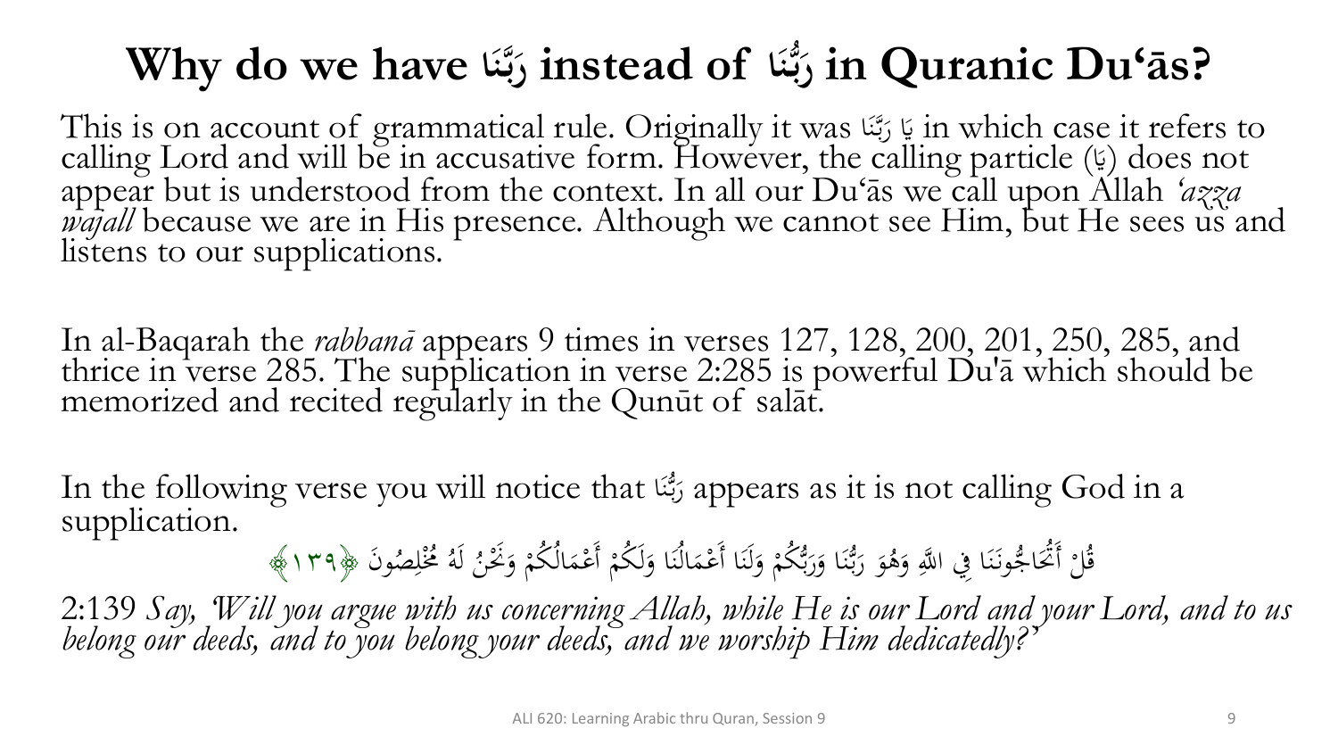# Why do we have رَبَّنَا instead of رَبُّنَا in Quranic Du‘ās?

This is on account of grammatical rule. Originally it was يَا رَبَّنَا in which case it refers to calling Lord and will be in accusative form. However, the calling particle (يَا) does not appear but is understood from the context. In all our Du‘ās we call upon Allah *‘azza wajall* because we are in His presence. Although we cannot see Him, but He sees us and listens to our supplications.

In al-Baqarah the *rabbanā* appears 9 times in verses 127, 128, 200, 201, 250, 285, and thrice in verse 285. The supplication in verse 2:285 is powerful Du'ā which should be memorized and recited regularly in the Qunūt of salāt.

In the following verse you will notice that رَبُّنَا appears as it is not calling God in a supplication.

قُلْ أَتُحَاجُّونَنَا فِي اللَّهِ وَهُوَ رَبُّنَا وَرَبُّكُمْ وَلَنَا أَعْمَالُنَا وَلَكُمْ أَعْمَالُكُمْ وَنَحْنُ لَهُ مُخْلِصُونَ ﴿١٣٩﴾

2:139 *Say, 'Will you argue with us concerning Allah, while He is our Lord and your Lord, and to us belong our deeds, and to you belong your deeds, and we worship Him dedicatedly?'*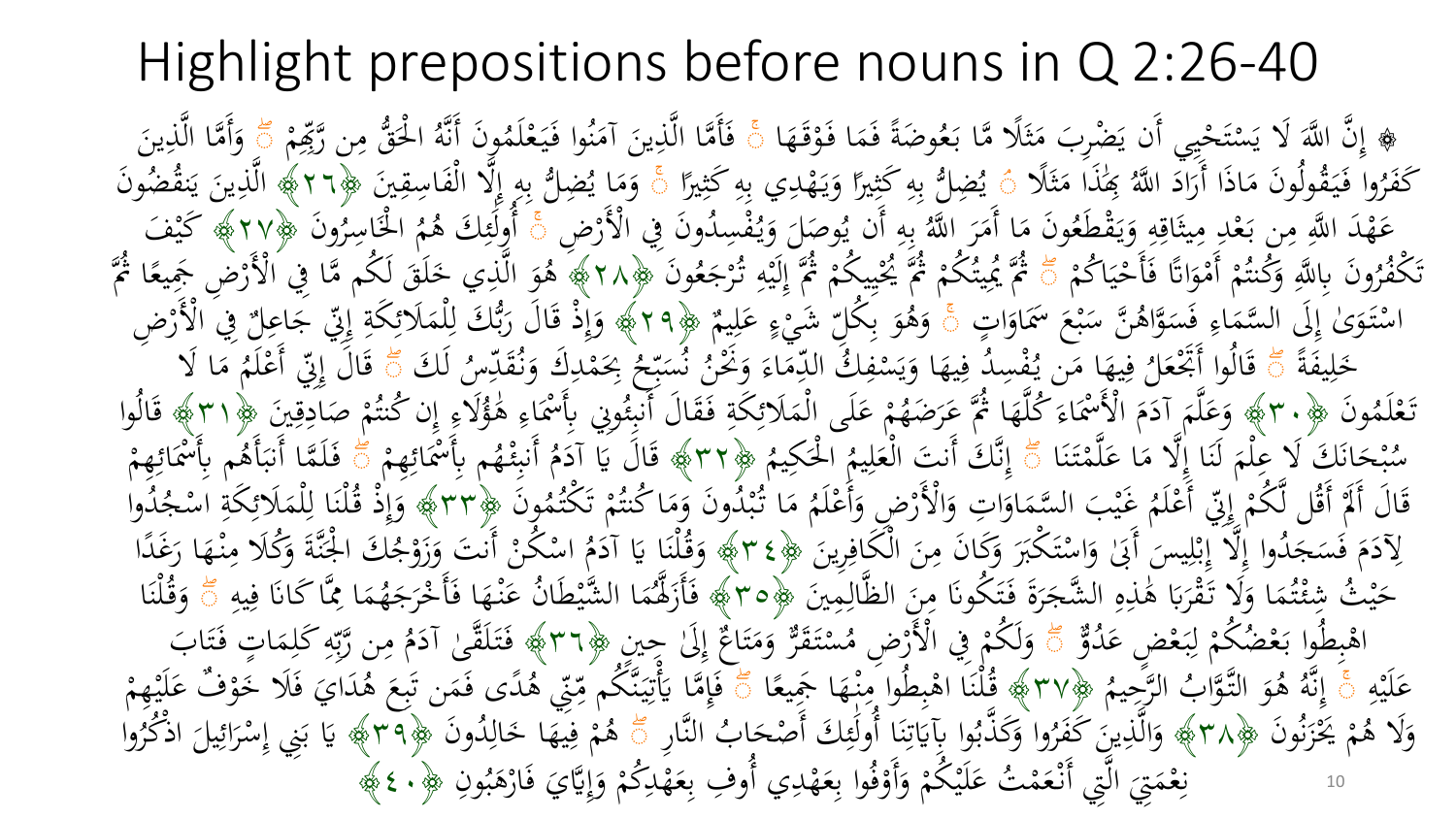# Highlight prepositions before nouns in Q 2:26-40

۞ إِنَّ اللَّهَ لَا يَسْتَحْيِي أَن يَضْرِبَ مَثَلًا مَّا بَعُوضَةً فَمَا فَوْقَهَا ۚ فَأَمَّا الَّذِينَ آمَنُوا فَيَعْلَمُونَ أَنَّهُ الْحَقُّ مِن رَّبِّهِمْ ۖ وَأَمَّا الَّذِينَ كَفَرُوا فَيَقُولُونَ مَاذَا أَرَادَ اللَّهُ بِهَٰذَا مَثَلًا ۘ يُضِلُّ بِهِ كَثِيرًا وَيَهْدِي بِهِ كَثِيرًا ۚ وَمَا يُضِلُّ بِهِ إِلَّا الْفَاسِقِينَ ﴿٢٦﴾ الَّذِينَ يَنقُضُونَ عَهْدَ اللَّهِ مِن بَعْدِ مِيثَاقِهِ وَيَقْطَعُونَ مَا أَمَرَ اللَّهُ بِهِ أَن يُوصَلَ وَيُفْسِدُونَ فِي الْأَرْضِ ۚ أُولَٰئِكَ هُمُ الْخَاسِرُونَ ﴿٢٧﴾ كَيْفَ تَكْفُرُونَ بِاللَّهِ وَكُنتُمْ أَمْوَاتًا فَأَحْيَاكُمْ ۖ ثُمَّ يُمِيتُكُمْ ثُمَّ يُحْيِيكُمْ ثُمَّ إِلَيْهِ تُرْجَعُونَ ﴿٢٨﴾ هُوَ الَّذِي خَلَقَ لَكُم مَّا فِي الْأَرْضِ جَمِيعًا ثُمَّ اسْتَوَىٰ إِلَى السَّمَاءِ فَسَوَّاهُنَّ سَبْعَ سَمَاوَاتٍ ۚ وَهُوَ بِكُلِّ شَيْءٍ عَلِيمٌ ﴿٢٩﴾ وَإِذْ قَالَ رَبُّكَ لِلْمَلَائِكَةِ إِنِّي جَاعِلٌ فِي الْأَرْضِ خَلِيفَةً ۖ قَالُوا أَتَجْعَلُ فِيهَا مَن يُفْسِدُ فِيهَا وَيَسْفِكُ الدِّمَاءَ وَنَحْنُ نُسَبِّحُ بِحَمْدِكَ وَنُقَدِّسُ لَكَ ۖ قَالَ إِنِّي أَعْلَمُ مَا لَا تَعْلَمُونَ ﴿٣٠﴾ وَعَلَّمَ آدَمَ الْأَسْمَاءَ كُلَّهَا ثُمَّ عَرَضَهُمْ عَلَى الْمَلَائِكَةِ فَقَالَ أَنبِئُونِي بِأَسْمَاءِ هَٰؤُلَاءِ إِن كُنتُمْ صَادِقِينَ ﴿٣١﴾ قَالُوا سُبْحَانَكَ لَا عِلْمَ لَنَا إِلَّا مَا عَلَّمْتَنَا ۖ إِنَّكَ أَنتَ الْعَلِيمُ الْحَكِيمُ ﴿٣٢﴾ قَالَ يَا آدَمُ أَنبِئْهُم بِأَسْمَائِهِمْ ۖ فَلَمَّا أَنبَأَهُم بِأَسْمَائِهِمْ قَالَ أَلَمْ أَقُل لَّكُمْ إِنِّي أَعْلَمُ غَيْبَ السَّمَاوَاتِ وَالْأَرْضِ وَأَعْلَمُ مَا تُبْدُونَ وَمَا كُنتُمْ تَكْتُمُونَ ﴿٣٣﴾ وَإِذْ قُلْنَا لِلْمَلَائِكَةِ اسْجُدُوا لِآدَمَ فَسَجَدُوا إِلَّا إِبْلِيسَ أَبَىٰ وَاسْتَكْبَرَ وَكَانَ مِنَ الْكَافِرِينَ ﴿٣٤﴾ وَقُلْنَا يَا آدَمُ اسْكُنْ أَنتَ وَزَوْجُكَ الْجَنَّةَ وَكُلَا مِنْهَا رَغَدًا حَيْثُ شِئْتُمَا وَلَا تَقْرَبَا هَٰذِهِ الشَّجَرَةَ فَتَكُونَا مِنَ الظَّالِمِينَ ﴿٣٥﴾ فَأَزَلَّهُمَا الشَّيْطَانُ عَنْهَا فَأَخْرَجَهُمَا مِمَّا كَانَا فِيهِ ۖ وَقُلْنَا اهْبِطُوا بَعْضُكُمْ لِبَعْضٍ عَدُوٌّ ۖ وَلَكُمْ فِي الْأَرْضِ مُسْتَقَرٌّ وَمَتَاعٌ إِلَىٰ حِينٍ ﴿٣٦﴾ فَتَلَقَّىٰ آدَمُ مِن رَّبِّهِ كَلِمَاتٍ فَتَابَ عَلَيْهِ ۚ إِنَّهُ هُوَ التَّوَّابُ الرَّحِيمُ ﴿٣٧﴾ قُلْنَا اهْبِطُوا مِنْهَا جَمِيعًا ۖ فَإِمَّا يَأْتِيَنَّكُم مِّنِّي هُدًى فَمَن تَبِعَ هُدَايَ فَلَا خَوْفٌ عَلَيْهِمْ وَلَا هُمْ يَحْزَنُونَ ﴿٣٨﴾ وَالَّذِينَ كَفَرُوا وَكَذَّبُوا بِآيَاتِنَا أُولَٰئِكَ أَصْحَابُ النَّارِ ۖ هُمْ فِيهَا خَالِدُونَ ﴿٣٩﴾ يَا بَنِي إِسْرَائِيلَ اذْكُرُوا نِعْمَتِيَ الَّتِي أَنْعَمْتُ عَلَيْكُمْ وَأَوْفُوا بِعَهْدِي أُوفِ بِعَهْدِكُمْ وَإِيَّايَ فَارْهَبُونِ ﴿٤٠﴾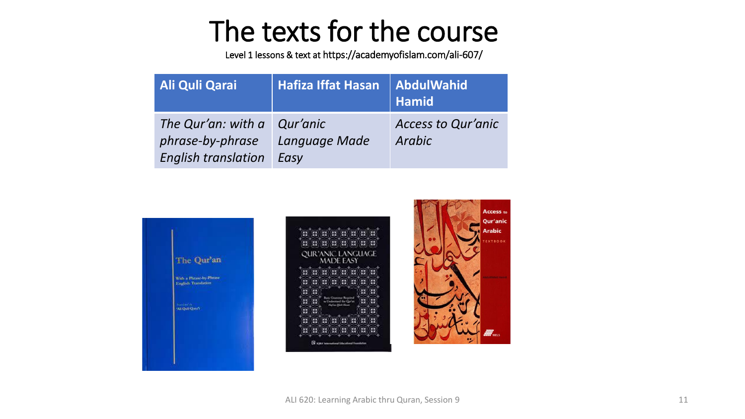# The texts for the course

Level 1 lessons & text at https://academyofislam.com/ali-607/

| Ali Quli Qarai | Hafiza Iffat Hasan | AbdulWahid Hamid |
|---|---|---|
| *The Qur'an: with a phrase-by-phrase English translation* | *Qur'anic Language Made Easy* | *Access to Qur'anic Arabic* |